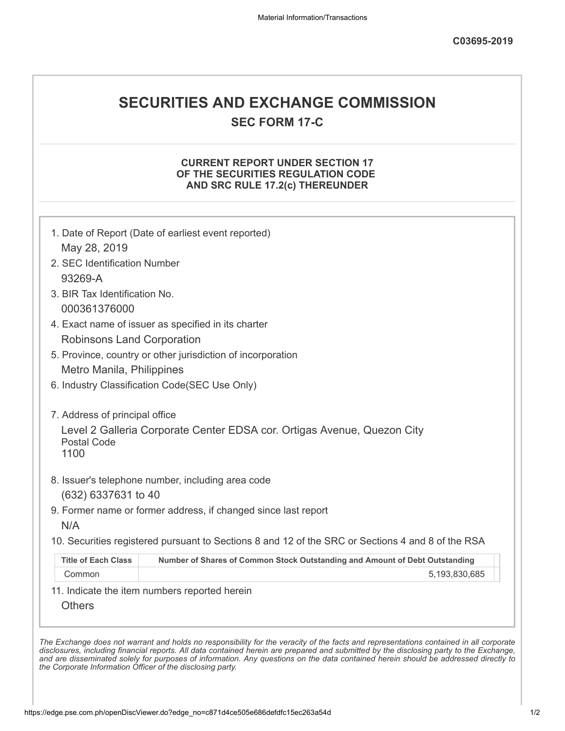C03695-2019

# SECURITIES AND EXCHANGE COMMISSION

## SEC FORM 17-C

### CURRENT REPORT UNDER SECTION 17 OF THE SECURITIES REGULATION CODE AND SRC RULE 17.2(c) THEREUNDER

1. Date of Report (Date of earliest event reported)
   May 28, 2019
2. SEC Identification Number
   93269-A
3. BIR Tax Identification No.
   000361376000
4. Exact name of issuer as specified in its charter
   Robinsons Land Corporation
5. Province, country or other jurisdiction of incorporation
   Metro Manila, Philippines
6. Industry Classification Code(SEC Use Only)

7. Address of principal office
   Level 2 Galleria Corporate Center EDSA cor. Ortigas Avenue, Quezon City
   Postal Code
   1100
8. Issuer's telephone number, including area code
   (632) 6337631 to 40
9. Former name or former address, if changed since last report
   N/A
10. Securities registered pursuant to Sections 8 and 12 of the SRC or Sections 4 and 8 of the RSA

| Title of Each Class | Number of Shares of Common Stock Outstanding and Amount of Debt Outstanding |
|---|---|
| Common | 5,193,830,685 |

11. Indicate the item numbers reported herein
    Others

*The Exchange does not warrant and holds no responsibility for the veracity of the facts and representations contained in all corporate disclosures, including financial reports. All data contained herein are prepared and submitted by the disclosing party to the Exchange, and are disseminated solely for purposes of information. Any questions on the data contained herein should be addressed directly to the Corporate Information Officer of the disclosing party.*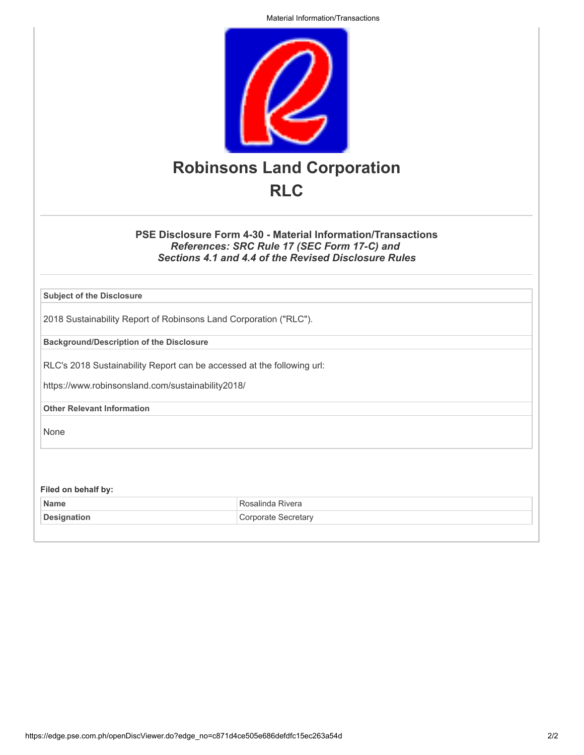# Robinsons Land Corporation

# RLC

### PSE Disclosure Form 4-30 - Material Information/Transactions

***References: SRC Rule 17 (SEC Form 17-C) and***
***Sections 4.1 and 4.4 of the Revised Disclosure Rules***

**Subject of the Disclosure**

2018 Sustainability Report of Robinsons Land Corporation ("RLC").

**Background/Description of the Disclosure**

RLC's 2018 Sustainability Report can be accessed at the following url:

https://www.robinsonsland.com/sustainability2018/

**Other Relevant Information**

None

**Filed on behalf by:**

| | |
|---|---|
| **Name** | Rosalinda Rivera |
| **Designation** | Corporate Secretary |